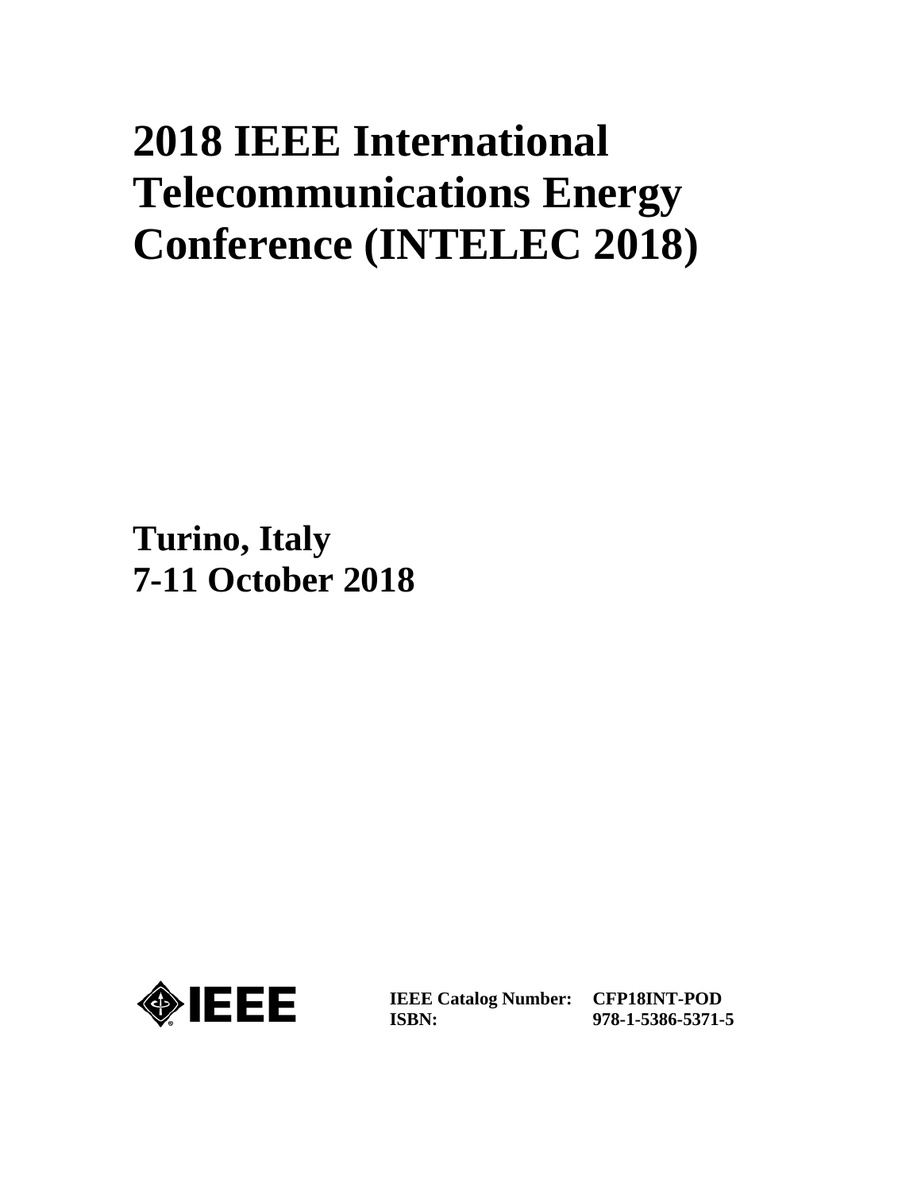# 2018 IEEE International Telecommunications Energy Conference (INTELEC 2018)

**Turino, Italy**
**7-11 October 2018**

IEEE

| | |
|---|---|
| **IEEE Catalog Number:** | **CFP18INT-POD** |
| **ISBN:** | **978-1-5386-5371-5** |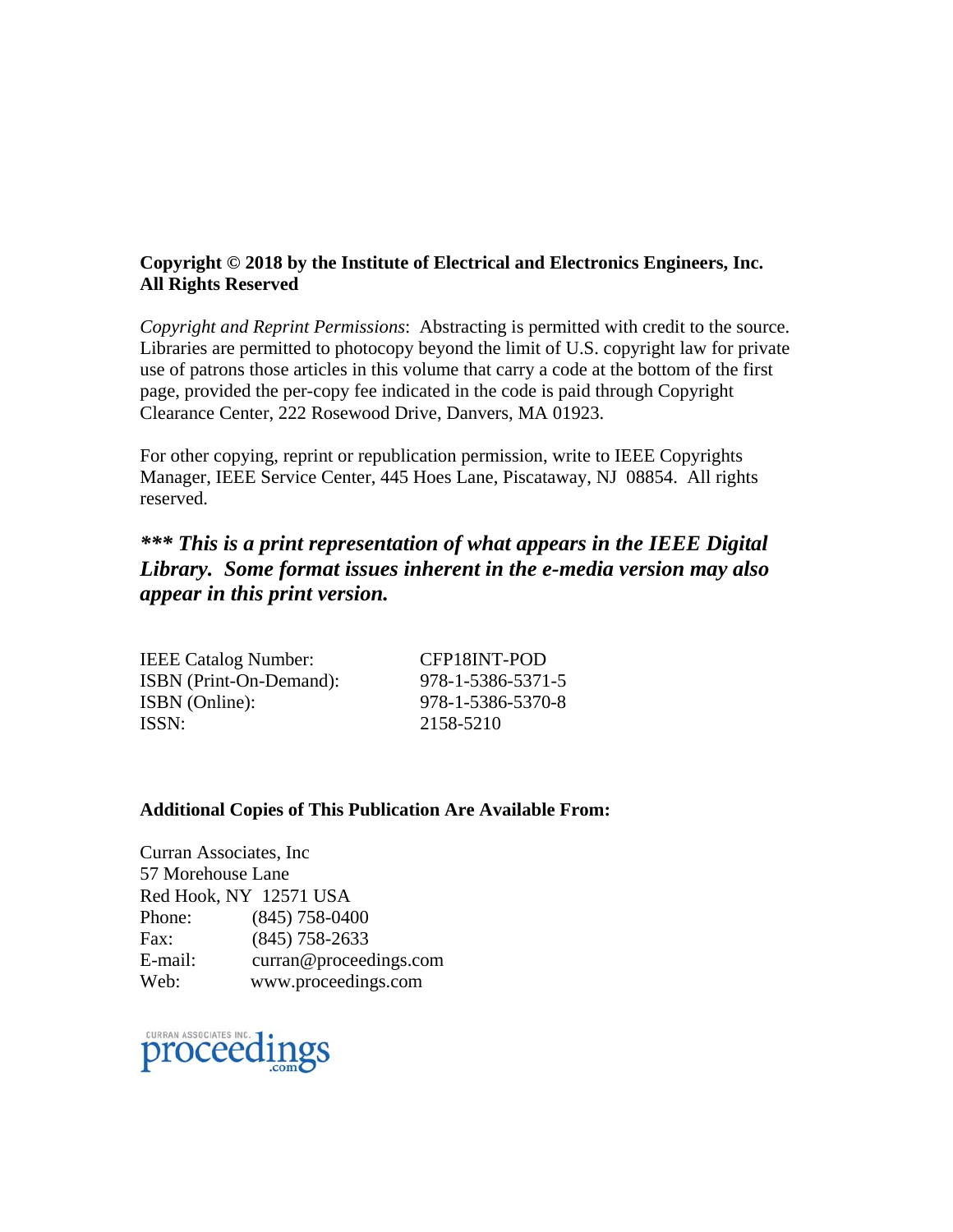**Copyright © 2018 by the Institute of Electrical and Electronics Engineers, Inc.**
**All Rights Reserved**

*Copyright and Reprint Permissions*: Abstracting is permitted with credit to the source. Libraries are permitted to photocopy beyond the limit of U.S. copyright law for private use of patrons those articles in this volume that carry a code at the bottom of the first page, provided the per-copy fee indicated in the code is paid through Copyright Clearance Center, 222 Rosewood Drive, Danvers, MA 01923.

For other copying, reprint or republication permission, write to IEEE Copyrights Manager, IEEE Service Center, 445 Hoes Lane, Piscataway, NJ 08854. All rights reserved.

***\*\*\* This is a print representation of what appears in the IEEE Digital Library. Some format issues inherent in the e-media version may also appear in this print version.***

| | |
|---|---|
| IEEE Catalog Number: | CFP18INT-POD |
| ISBN (Print-On-Demand): | 978-1-5386-5371-5 |
| ISBN (Online): | 978-1-5386-5370-8 |
| ISSN: | 2158-5210 |

**Additional Copies of This Publication Are Available From:**

Curran Associates, Inc
57 Morehouse Lane
Red Hook, NY 12571 USA
Phone: (845) 758-0400
Fax: (845) 758-2633
E-mail: curran@proceedings.com
Web: www.proceedings.com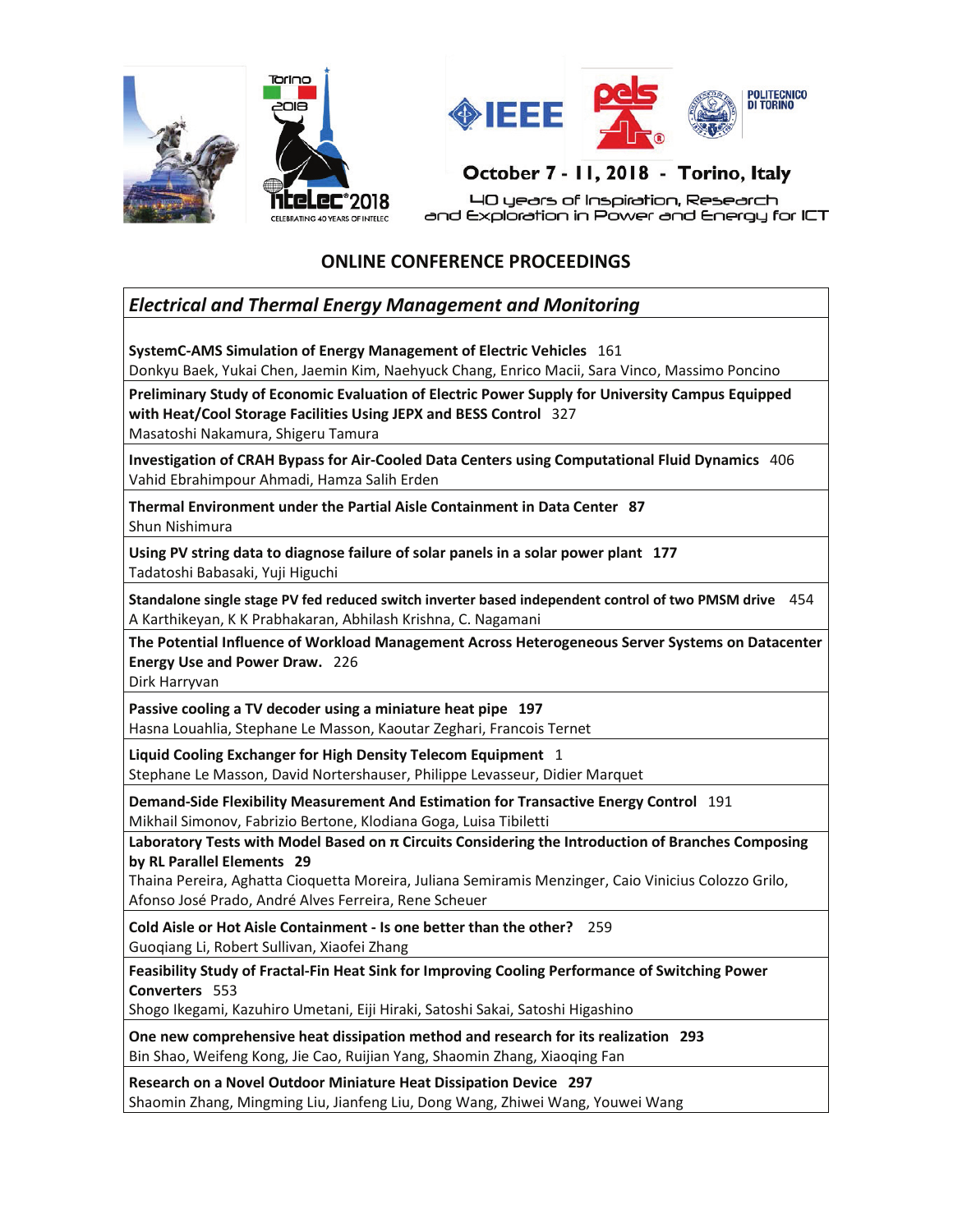October 7 - 11, 2018 - Torino, Italy

40 years of Inspiration, Research and Exploration in Power and Energy for ICT

## ONLINE CONFERENCE PROCEEDINGS

### *Electrical and Thermal Energy Management and Monitoring*

**SystemC-AMS Simulation of Energy Management of Electric Vehicles** 161
Donkyu Baek, Yukai Chen, Jaemin Kim, Naehyuck Chang, Enrico Macii, Sara Vinco, Massimo Poncino

**Preliminary Study of Economic Evaluation of Electric Power Supply for University Campus Equipped with Heat/Cool Storage Facilities Using JEPX and BESS Control** 327
Masatoshi Nakamura, Shigeru Tamura

**Investigation of CRAH Bypass for Air-Cooled Data Centers using Computational Fluid Dynamics** 406
Vahid Ebrahimpour Ahmadi, Hamza Salih Erden

**Thermal Environment under the Partial Aisle Containment in Data Center 87**
Shun Nishimura

**Using PV string data to diagnose failure of solar panels in a solar power plant 177**
Tadatoshi Babasaki, Yuji Higuchi

**Standalone single stage PV fed reduced switch inverter based independent control of two PMSM drive** 454
A Karthikeyan, K K Prabhakaran, Abhilash Krishna, C. Nagamani

**The Potential Influence of Workload Management Across Heterogeneous Server Systems on Datacenter Energy Use and Power Draw.** 226
Dirk Harryvan

**Passive cooling a TV decoder using a miniature heat pipe 197**
Hasna Louahlia, Stephane Le Masson, Kaoutar Zeghari, Francois Ternet

**Liquid Cooling Exchanger for High Density Telecom Equipment** 1
Stephane Le Masson, David Nortershauser, Philippe Levasseur, Didier Marquet

**Demand-Side Flexibility Measurement And Estimation for Transactive Energy Control** 191
Mikhail Simonov, Fabrizio Bertone, Klodiana Goga, Luisa Tibiletti

**Laboratory Tests with Model Based on π Circuits Considering the Introduction of Branches Composing by RL Parallel Elements 29**
Thaina Pereira, Aghatta Cioquetta Moreira, Juliana Semiramis Menzinger, Caio Vinicius Colozzo Grilo, Afonso José Prado, André Alves Ferreira, Rene Scheuer

**Cold Aisle or Hot Aisle Containment - Is one better than the other?** 259
Guoqiang Li, Robert Sullivan, Xiaofei Zhang

**Feasibility Study of Fractal-Fin Heat Sink for Improving Cooling Performance of Switching Power Converters** 553
Shogo Ikegami, Kazuhiro Umetani, Eiji Hiraki, Satoshi Sakai, Satoshi Higashino

**One new comprehensive heat dissipation method and research for its realization 293**
Bin Shao, Weifeng Kong, Jie Cao, Ruijian Yang, Shaomin Zhang, Xiaoqing Fan

**Research on a Novel Outdoor Miniature Heat Dissipation Device 297**
Shaomin Zhang, Mingming Liu, Jianfeng Liu, Dong Wang, Zhiwei Wang, Youwei Wang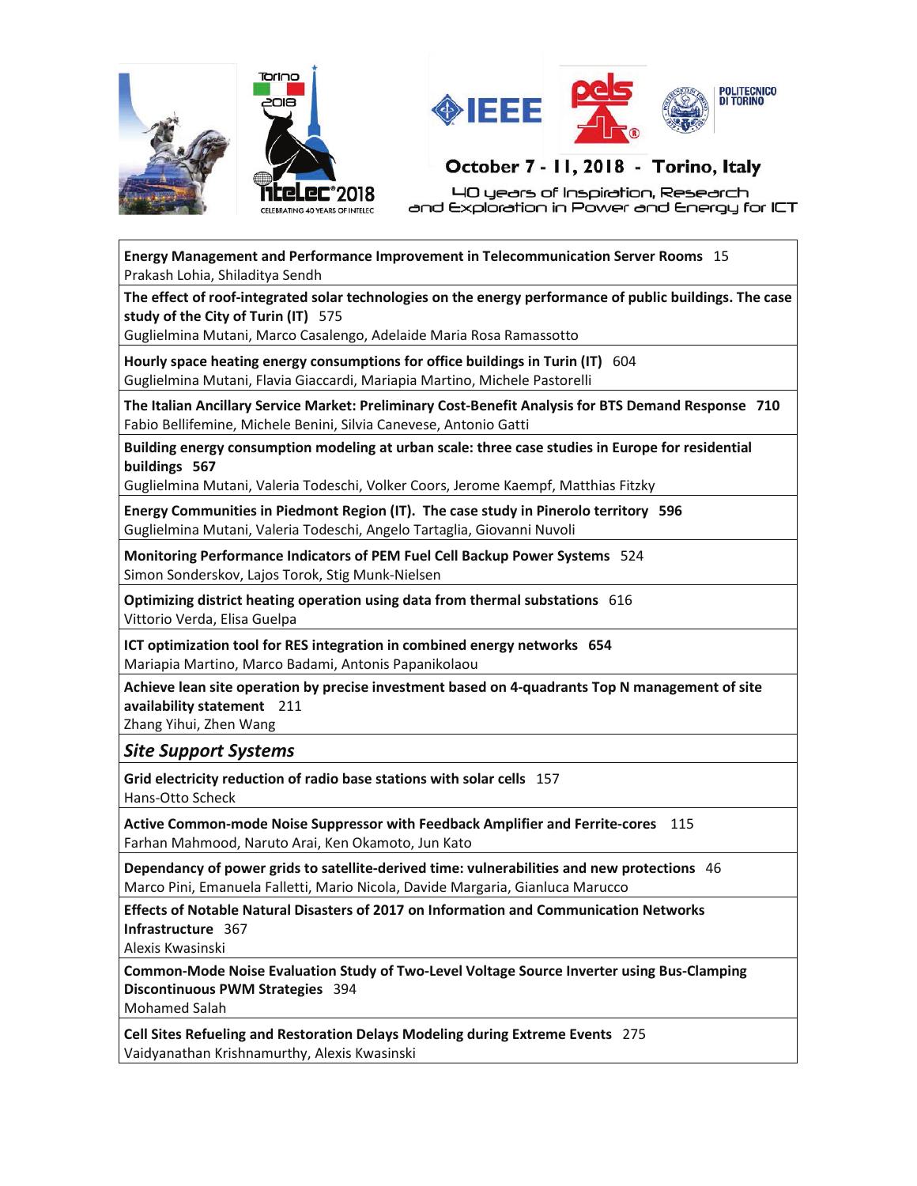**Energy Management and Performance Improvement in Telecommunication Server Rooms** 15
Prakash Lohia, Shiladitya Sendh

**The effect of roof-integrated solar technologies on the energy performance of public buildings. The case study of the City of Turin (IT)** 575
Guglielmina Mutani, Marco Casalengo, Adelaide Maria Rosa Ramassotto

**Hourly space heating energy consumptions for office buildings in Turin (IT)** 604
Guglielmina Mutani, Flavia Giaccardi, Mariapia Martino, Michele Pastorelli

**The Italian Ancillary Service Market: Preliminary Cost-Benefit Analysis for BTS Demand Response 710**
Fabio Bellifemine, Michele Benini, Silvia Canevese, Antonio Gatti

**Building energy consumption modeling at urban scale: three case studies in Europe for residential buildings 567**
Guglielmina Mutani, Valeria Todeschi, Volker Coors, Jerome Kaempf, Matthias Fitzky

**Energy Communities in Piedmont Region (IT). The case study in Pinerolo territory 596**
Guglielmina Mutani, Valeria Todeschi, Angelo Tartaglia, Giovanni Nuvoli

**Monitoring Performance Indicators of PEM Fuel Cell Backup Power Systems** 524
Simon Sonderskov, Lajos Torok, Stig Munk-Nielsen

**Optimizing district heating operation using data from thermal substations** 616
Vittorio Verda, Elisa Guelpa

**ICT optimization tool for RES integration in combined energy networks 654**
Mariapia Martino, Marco Badami, Antonis Papanikolaou

**Achieve lean site operation by precise investment based on 4-quadrants Top N management of site availability statement** 211
Zhang Yihui, Zhen Wang

## *Site Support Systems*

**Grid electricity reduction of radio base stations with solar cells** 157
Hans-Otto Scheck

**Active Common-mode Noise Suppressor with Feedback Amplifier and Ferrite-cores** 115
Farhan Mahmood, Naruto Arai, Ken Okamoto, Jun Kato

**Dependancy of power grids to satellite-derived time: vulnerabilities and new protections** 46
Marco Pini, Emanuela Falletti, Mario Nicola, Davide Margaria, Gianluca Marucco

**Effects of Notable Natural Disasters of 2017 on Information and Communication Networks Infrastructure** 367
Alexis Kwasinski

**Common-Mode Noise Evaluation Study of Two-Level Voltage Source Inverter using Bus-Clamping Discontinuous PWM Strategies** 394
Mohamed Salah

**Cell Sites Refueling and Restoration Delays Modeling during Extreme Events** 275
Vaidyanathan Krishnamurthy, Alexis Kwasinski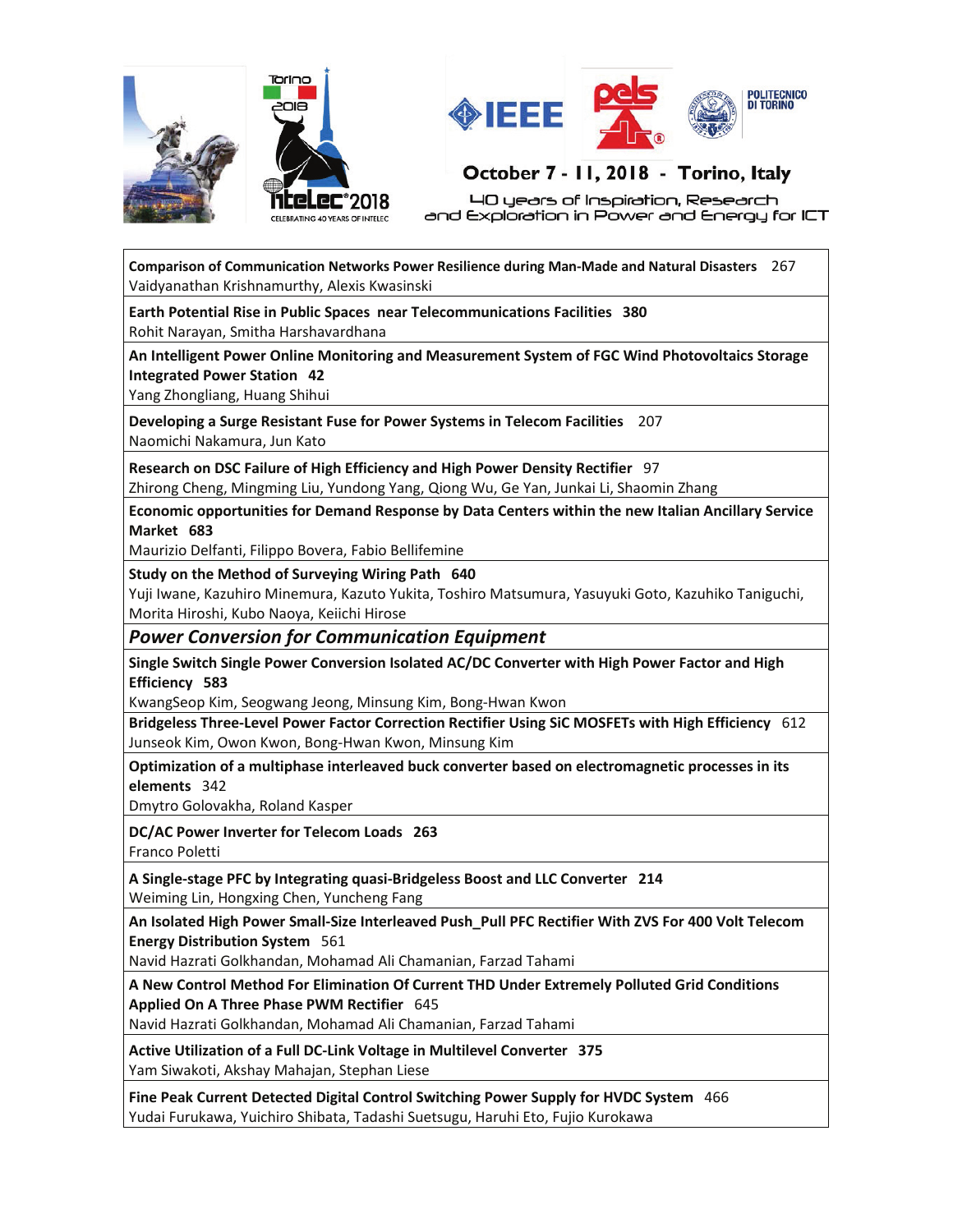**Comparison of Communication Networks Power Resilience during Man-Made and Natural Disasters** 267
Vaidyanathan Krishnamurthy, Alexis Kwasinski

**Earth Potential Rise in Public Spaces near Telecommunications Facilities 380**
Rohit Narayan, Smitha Harshavardhana

**An Intelligent Power Online Monitoring and Measurement System of FGC Wind Photovoltaics Storage Integrated Power Station 42**
Yang Zhongliang, Huang Shihui

**Developing a Surge Resistant Fuse for Power Systems in Telecom Facilities** 207
Naomichi Nakamura, Jun Kato

**Research on DSC Failure of High Efficiency and High Power Density Rectifier** 97
Zhirong Cheng, Mingming Liu, Yundong Yang, Qiong Wu, Ge Yan, Junkai Li, Shaomin Zhang

**Economic opportunities for Demand Response by Data Centers within the new Italian Ancillary Service Market 683**
Maurizio Delfanti, Filippo Bovera, Fabio Bellifemine

**Study on the Method of Surveying Wiring Path 640**
Yuji Iwane, Kazuhiro Minemura, Kazuto Yukita, Toshiro Matsumura, Yasuyuki Goto, Kazuhiko Taniguchi, Morita Hiroshi, Kubo Naoya, Keiichi Hirose

## *Power Conversion for Communication Equipment*

**Single Switch Single Power Conversion Isolated AC/DC Converter with High Power Factor and High Efficiency 583**
KwangSeop Kim, Seogwang Jeong, Minsung Kim, Bong-Hwan Kwon

**Bridgeless Three-Level Power Factor Correction Rectifier Using SiC MOSFETs with High Efficiency** 612
Junseok Kim, Owon Kwon, Bong-Hwan Kwon, Minsung Kim

**Optimization of a multiphase interleaved buck converter based on electromagnetic processes in its elements** 342
Dmytro Golovakha, Roland Kasper

**DC/AC Power Inverter for Telecom Loads 263**
Franco Poletti

**A Single-stage PFC by Integrating quasi-Bridgeless Boost and LLC Converter 214**
Weiming Lin, Hongxing Chen, Yuncheng Fang

**An Isolated High Power Small-Size Interleaved Push_Pull PFC Rectifier With ZVS For 400 Volt Telecom Energy Distribution System** 561
Navid Hazrati Golkhandan, Mohamad Ali Chamanian, Farzad Tahami

**A New Control Method For Elimination Of Current THD Under Extremely Polluted Grid Conditions Applied On A Three Phase PWM Rectifier** 645
Navid Hazrati Golkhandan, Mohamad Ali Chamanian, Farzad Tahami

**Active Utilization of a Full DC-Link Voltage in Multilevel Converter 375**
Yam Siwakoti, Akshay Mahajan, Stephan Liese

**Fine Peak Current Detected Digital Control Switching Power Supply for HVDC System** 466
Yudai Furukawa, Yuichiro Shibata, Tadashi Suetsugu, Haruhi Eto, Fujio Kurokawa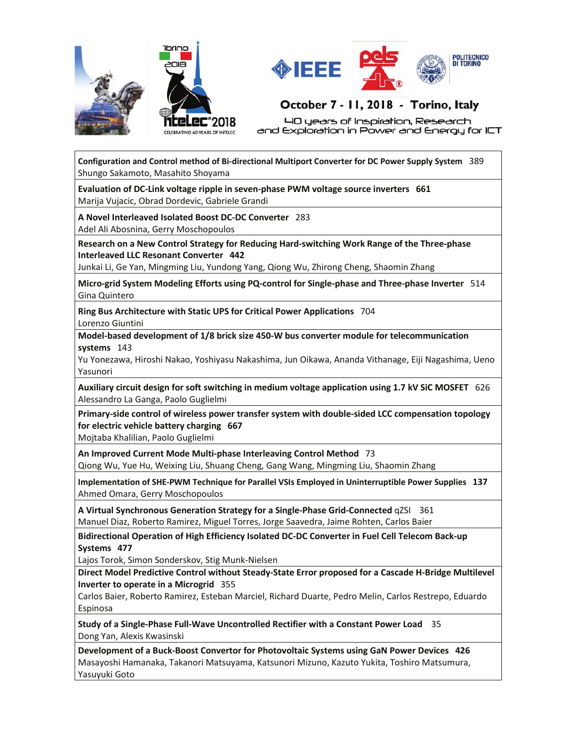**Configuration and Control method of Bi-directional Multiport Converter for DC Power Supply System** 389
Shungo Sakamoto, Masahito Shoyama

**Evaluation of DC-Link voltage ripple in seven-phase PWM voltage source inverters 661**
Marija Vujacic, Obrad Dordevic, Gabriele Grandi

**A Novel Interleaved Isolated Boost DC-DC Converter** 283
Adel Ali Abosnina, Gerry Moschopoulos

**Research on a New Control Strategy for Reducing Hard-switching Work Range of the Three-phase Interleaved LLC Resonant Converter 442**
Junkai Li, Ge Yan, Mingming Liu, Yundong Yang, Qiong Wu, Zhirong Cheng, Shaomin Zhang

**Micro-grid System Modeling Efforts using PQ-control for Single-phase and Three-phase Inverter** 514
Gina Quintero

**Ring Bus Architecture with Static UPS for Critical Power Applications** 704
Lorenzo Giuntini

**Model-based development of 1/8 brick size 450-W bus converter module for telecommunication systems** 143
Yu Yonezawa, Hiroshi Nakao, Yoshiyasu Nakashima, Jun Oikawa, Ananda Vithanage, Eiji Nagashima, Ueno Yasunori

**Auxiliary circuit design for soft switching in medium voltage application using 1.7 kV SiC MOSFET** 626
Alessandro La Ganga, Paolo Guglielmi

**Primary-side control of wireless power transfer system with double-sided LCC compensation topology for electric vehicle battery charging 667**
Mojtaba Khalilian, Paolo Guglielmi

**An Improved Current Mode Multi-phase Interleaving Control Method** 73
Qiong Wu, Yue Hu, Weixing Liu, Shuang Cheng, Gang Wang, Mingming Liu, Shaomin Zhang

**Implementation of SHE-PWM Technique for Parallel VSIs Employed in Uninterruptible Power Supplies 137**
Ahmed Omara, Gerry Moschopoulos

**A Virtual Synchronous Generation Strategy for a Single-Phase Grid-Connected** qZSI 361
Manuel Diaz, Roberto Ramirez, Miguel Torres, Jorge Saavedra, Jaime Rohten, Carlos Baier

**Bidirectional Operation of High Efficiency Isolated DC-DC Converter in Fuel Cell Telecom Back-up Systems 477**
Lajos Torok, Simon Sonderskov, Stig Munk-Nielsen

**Direct Model Predictive Control without Steady-State Error proposed for a Cascade H-Bridge Multilevel Inverter to operate in a Microgrid** 355
Carlos Baier, Roberto Ramirez, Esteban Marciel, Richard Duarte, Pedro Melin, Carlos Restrepo, Eduardo Espinosa

**Study of a Single-Phase Full-Wave Uncontrolled Rectifier with a Constant Power Load** 35
Dong Yan, Alexis Kwasinski

**Development of a Buck-Boost Convertor for Photovoltaic Systems using GaN Power Devices 426**
Masayoshi Hamanaka, Takanori Matsuyama, Katsunori Mizuno, Kazuto Yukita, Toshiro Matsumura, Yasuyuki Goto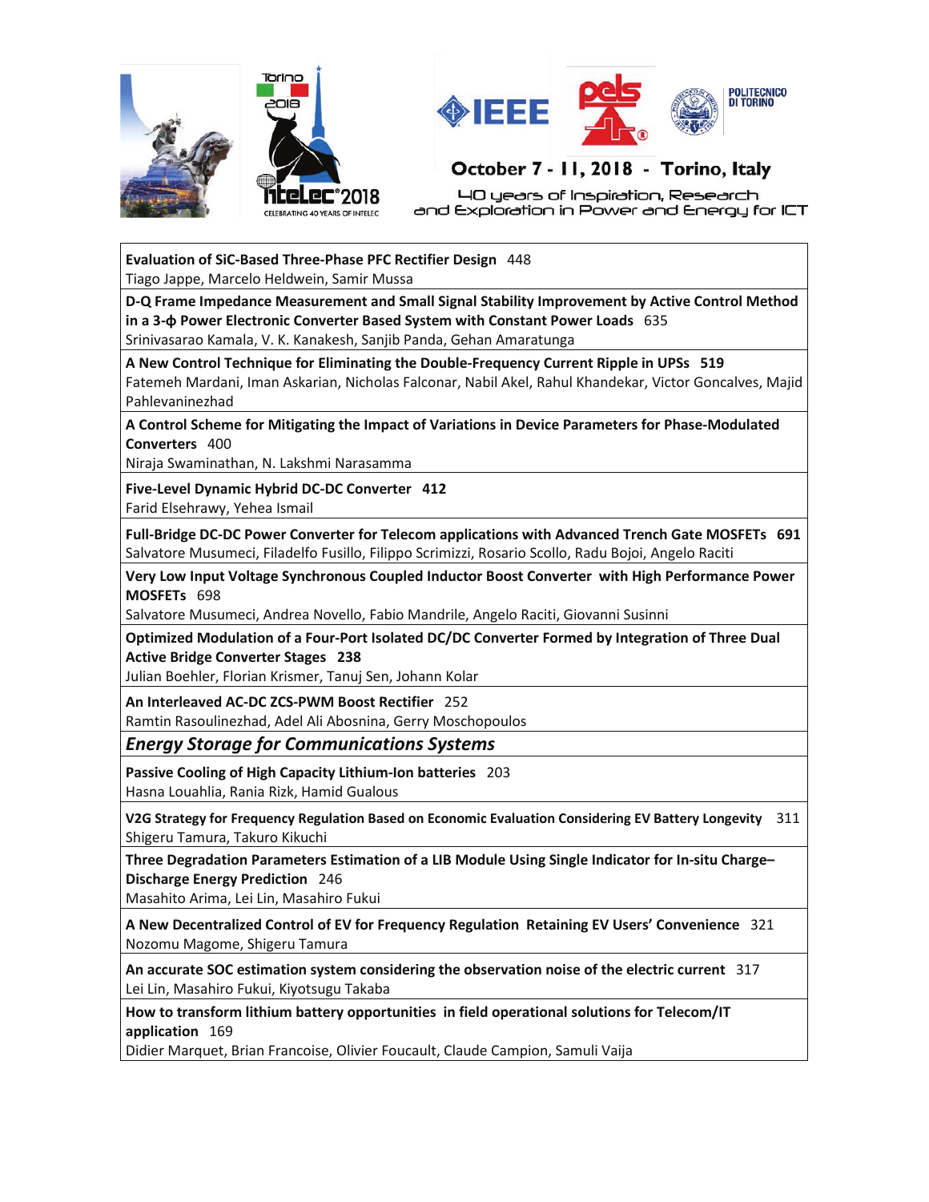**Evaluation of SiC-Based Three-Phase PFC Rectifier Design** 448
Tiago Jappe, Marcelo Heldwein, Samir Mussa

**D-Q Frame Impedance Measurement and Small Signal Stability Improvement by Active Control Method in a 3-ϕ Power Electronic Converter Based System with Constant Power Loads** 635
Srinivasarao Kamala, V. K. Kanakesh, Sanjib Panda, Gehan Amaratunga

**A New Control Technique for Eliminating the Double-Frequency Current Ripple in UPSs 519**
Fatemeh Mardani, Iman Askarian, Nicholas Falconar, Nabil Akel, Rahul Khandekar, Victor Goncalves, Majid Pahlevaninezhad

**A Control Scheme for Mitigating the Impact of Variations in Device Parameters for Phase-Modulated Converters** 400
Niraja Swaminathan, N. Lakshmi Narasamma

**Five-Level Dynamic Hybrid DC-DC Converter 412**
Farid Elsehrawy, Yehea Ismail

**Full-Bridge DC-DC Power Converter for Telecom applications with Advanced Trench Gate MOSFETs 691**
Salvatore Musumeci, Filadelfo Fusillo, Filippo Scrimizzi, Rosario Scollo, Radu Bojoi, Angelo Raciti

**Very Low Input Voltage Synchronous Coupled Inductor Boost Converter with High Performance Power MOSFETs** 698
Salvatore Musumeci, Andrea Novello, Fabio Mandrile, Angelo Raciti, Giovanni Susinni

**Optimized Modulation of a Four-Port Isolated DC/DC Converter Formed by Integration of Three Dual Active Bridge Converter Stages 238**
Julian Boehler, Florian Krismer, Tanuj Sen, Johann Kolar

**An Interleaved AC-DC ZCS-PWM Boost Rectifier** 252
Ramtin Rasoulinezhad, Adel Ali Abosnina, Gerry Moschopoulos

***Energy Storage for Communications Systems***

**Passive Cooling of High Capacity Lithium-Ion batteries** 203
Hasna Louahlia, Rania Rizk, Hamid Gualous

**V2G Strategy for Frequency Regulation Based on Economic Evaluation Considering EV Battery Longevity** 311
Shigeru Tamura, Takuro Kikuchi

**Three Degradation Parameters Estimation of a LIB Module Using Single Indicator for In-situ Charge–Discharge Energy Prediction** 246
Masahito Arima, Lei Lin, Masahiro Fukui

**A New Decentralized Control of EV for Frequency Regulation Retaining EV Users' Convenience** 321
Nozomu Magome, Shigeru Tamura

**An accurate SOC estimation system considering the observation noise of the electric current** 317
Lei Lin, Masahiro Fukui, Kiyotsugu Takaba

**How to transform lithium battery opportunities in field operational solutions for Telecom/IT application** 169
Didier Marquet, Brian Francoise, Olivier Foucault, Claude Campion, Samuli Vaija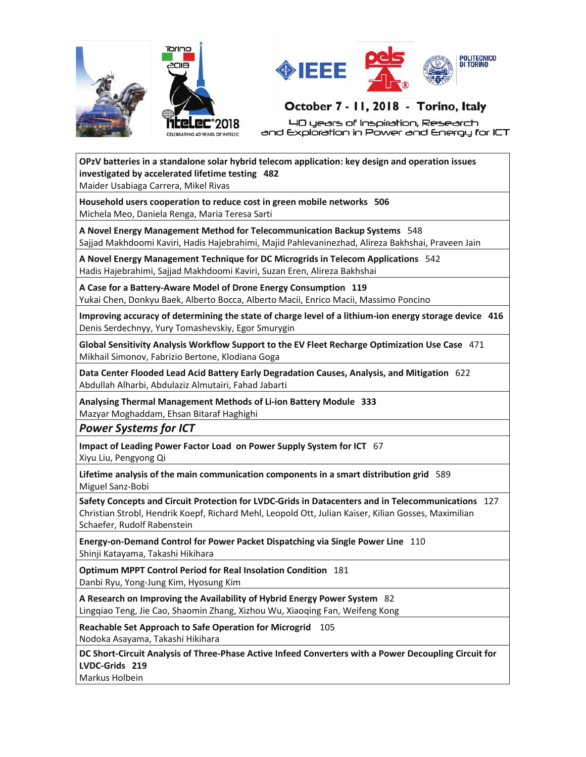**OPzV batteries in a standalone solar hybrid telecom application: key design and operation issues investigated by accelerated lifetime testing 482**
Maider Usabiaga Carrera, Mikel Rivas

**Household users cooperation to reduce cost in green mobile networks 506**
Michela Meo, Daniela Renga, Maria Teresa Sarti

**A Novel Energy Management Method for Telecommunication Backup Systems** 548
Sajjad Makhdoomi Kaviri, Hadis Hajebrahimi, Majid Pahlevaninezhad, Alireza Bakhshai, Praveen Jain

**A Novel Energy Management Technique for DC Microgrids in Telecom Applications** 542
Hadis Hajebrahimi, Sajjad Makhdoomi Kaviri, Suzan Eren, Alireza Bakhshai

**A Case for a Battery-Aware Model of Drone Energy Consumption 119**
Yukai Chen, Donkyu Baek, Alberto Bocca, Alberto Macii, Enrico Macii, Massimo Poncino

**Improving accuracy of determining the state of charge level of a lithium-ion energy storage device 416**
Denis Serdechnyy, Yury Tomashevskiy, Egor Smurygin

**Global Sensitivity Analysis Workflow Support to the EV Fleet Recharge Optimization Use Case** 471
Mikhail Simonov, Fabrizio Bertone, Klodiana Goga

**Data Center Flooded Lead Acid Battery Early Degradation Causes, Analysis, and Mitigation** 622
Abdullah Alharbi, Abdulaziz Almutairi, Fahad Jabarti

**Analysing Thermal Management Methods of Li-ion Battery Module 333**
Mazyar Moghaddam, Ehsan Bitaraf Haghighi

## *Power Systems for ICT*

**Impact of Leading Power Factor Load on Power Supply System for ICT** 67
Xiyu Liu, Pengyong Qi

**Lifetime analysis of the main communication components in a smart distribution grid** 589
Miguel Sanz-Bobi

**Safety Concepts and Circuit Protection for LVDC-Grids in Datacenters and in Telecommunications** 127
Christian Strobl, Hendrik Koepf, Richard Mehl, Leopold Ott, Julian Kaiser, Kilian Gosses, Maximilian Schaefer, Rudolf Rabenstein

**Energy-on-Demand Control for Power Packet Dispatching via Single Power Line** 110
Shinji Katayama, Takashi Hikihara

**Optimum MPPT Control Period for Real Insolation Condition** 181
Danbi Ryu, Yong-Jung Kim, Hyosung Kim

**A Research on Improving the Availability of Hybrid Energy Power System** 82
Lingqiao Teng, Jie Cao, Shaomin Zhang, Xizhou Wu, Xiaoqing Fan, Weifeng Kong

**Reachable Set Approach to Safe Operation for Microgrid** 105
Nodoka Asayama, Takashi Hikihara

**DC Short-Circuit Analysis of Three-Phase Active Infeed Converters with a Power Decoupling Circuit for LVDC-Grids 219**
Markus Holbein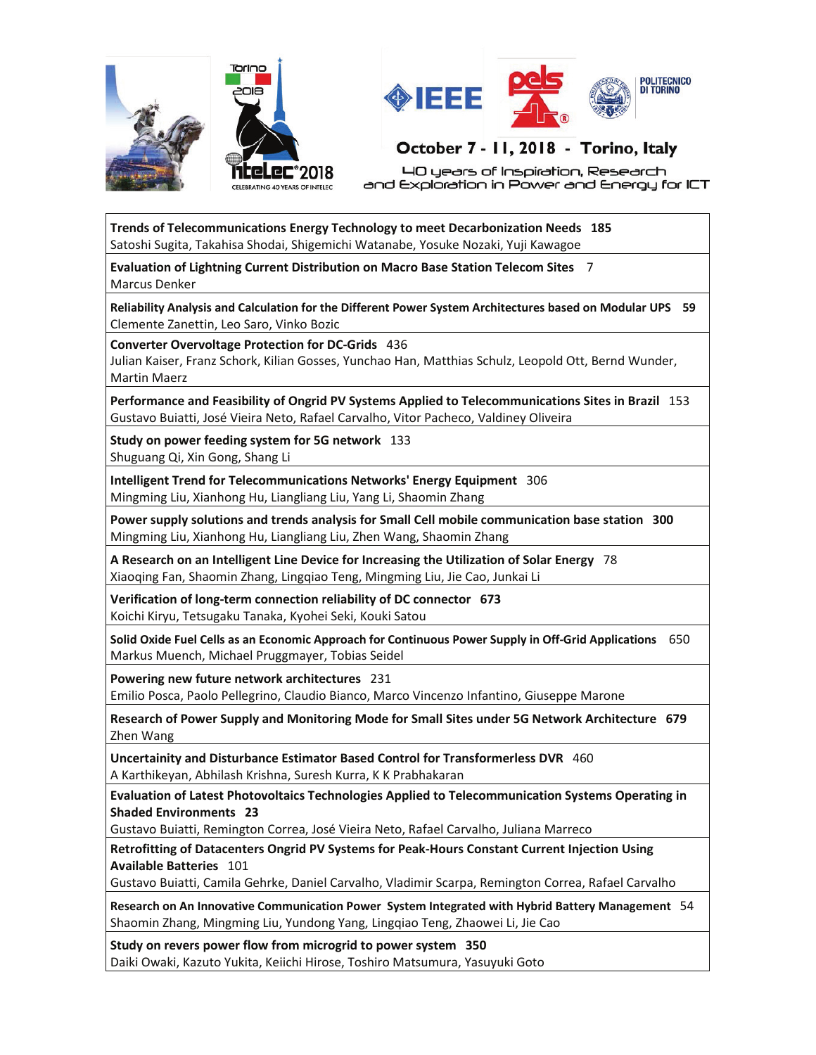October 7 - 11, 2018 - Torino, Italy

40 years of Inspiration, Research and Exploration in Power and Energy for ICT

**Trends of Telecommunications Energy Technology to meet Decarbonization Needs 185**
Satoshi Sugita, Takahisa Shodai, Shigemichi Watanabe, Yosuke Nozaki, Yuji Kawagoe

**Evaluation of Lightning Current Distribution on Macro Base Station Telecom Sites** 7
Marcus Denker

**Reliability Analysis and Calculation for the Different Power System Architectures based on Modular UPS 59**
Clemente Zanettin, Leo Saro, Vinko Bozic

**Converter Overvoltage Protection for DC-Grids** 436
Julian Kaiser, Franz Schork, Kilian Gosses, Yunchao Han, Matthias Schulz, Leopold Ott, Bernd Wunder, Martin Maerz

**Performance and Feasibility of Ongrid PV Systems Applied to Telecommunications Sites in Brazil** 153
Gustavo Buiatti, José Vieira Neto, Rafael Carvalho, Vitor Pacheco, Valdiney Oliveira

**Study on power feeding system for 5G network** 133
Shuguang Qi, Xin Gong, Shang Li

**Intelligent Trend for Telecommunications Networks' Energy Equipment** 306
Mingming Liu, Xianhong Hu, Liangliang Liu, Yang Li, Shaomin Zhang

**Power supply solutions and trends analysis for Small Cell mobile communication base station 300**
Mingming Liu, Xianhong Hu, Liangliang Liu, Zhen Wang, Shaomin Zhang

**A Research on an Intelligent Line Device for Increasing the Utilization of Solar Energy** 78
Xiaoqing Fan, Shaomin Zhang, Lingqiao Teng, Mingming Liu, Jie Cao, Junkai Li

**Verification of long-term connection reliability of DC connector 673**
Koichi Kiryu, Tetsugaku Tanaka, Kyohei Seki, Kouki Satou

**Solid Oxide Fuel Cells as an Economic Approach for Continuous Power Supply in Off-Grid Applications** 650
Markus Muench, Michael Pruggmayer, Tobias Seidel

**Powering new future network architectures** 231
Emilio Posca, Paolo Pellegrino, Claudio Bianco, Marco Vincenzo Infantino, Giuseppe Marone

**Research of Power Supply and Monitoring Mode for Small Sites under 5G Network Architecture 679**
Zhen Wang

**Uncertainity and Disturbance Estimator Based Control for Transformerless DVR** 460
A Karthikeyan, Abhilash Krishna, Suresh Kurra, K K Prabhakaran

**Evaluation of Latest Photovoltaics Technologies Applied to Telecommunication Systems Operating in Shaded Environments 23**
Gustavo Buiatti, Remington Correa, José Vieira Neto, Rafael Carvalho, Juliana Marreco

**Retrofitting of Datacenters Ongrid PV Systems for Peak-Hours Constant Current Injection Using Available Batteries** 101
Gustavo Buiatti, Camila Gehrke, Daniel Carvalho, Vladimir Scarpa, Remington Correa, Rafael Carvalho

**Research on An Innovative Communication Power System Integrated with Hybrid Battery Management** 54
Shaomin Zhang, Mingming Liu, Yundong Yang, Lingqiao Teng, Zhaowei Li, Jie Cao

**Study on revers power flow from microgrid to power system 350**
Daiki Owaki, Kazuto Yukita, Keiichi Hirose, Toshiro Matsumura, Yasuyuki Goto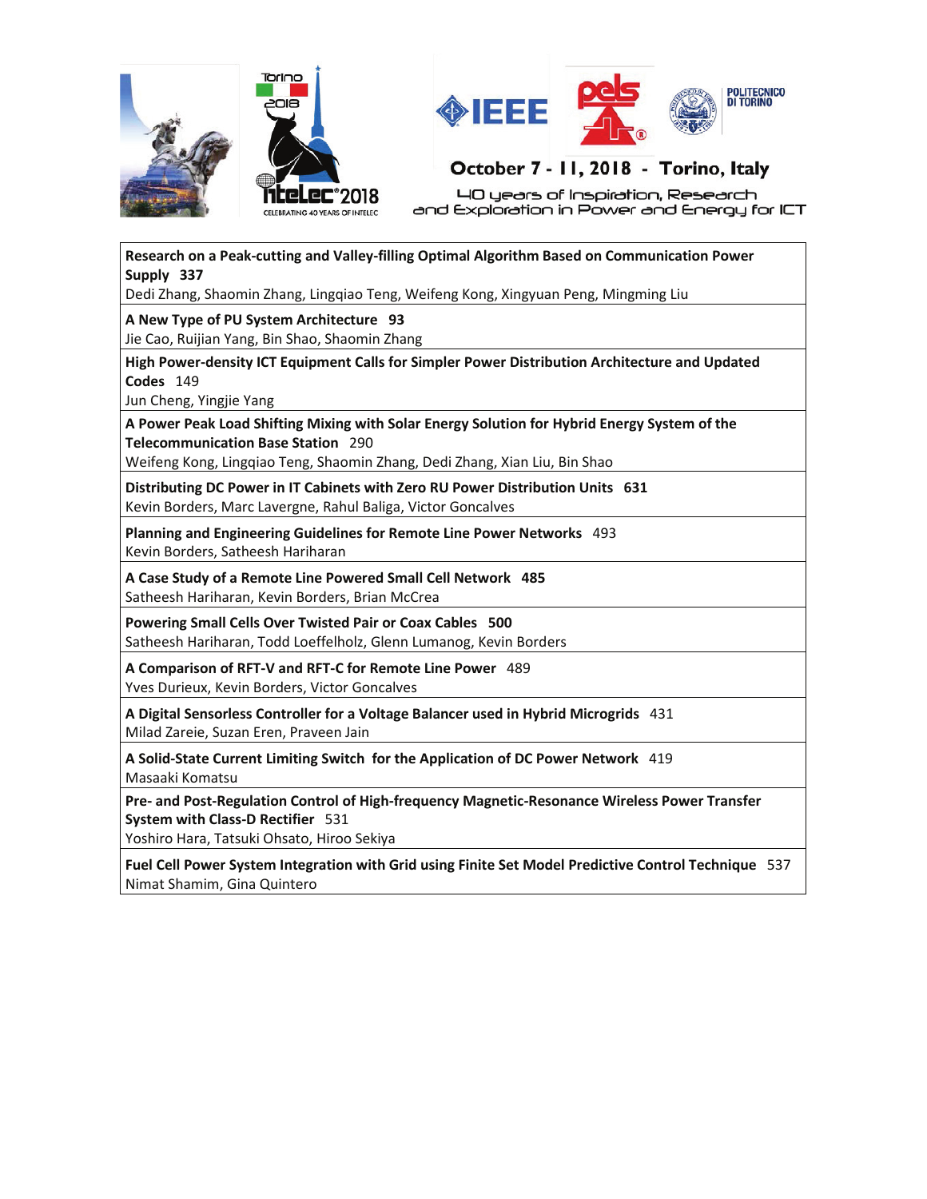| |
|---|
| **Research on a Peak-cutting and Valley-filling Optimal Algorithm Based on Communication Power Supply 337**<br>Dedi Zhang, Shaomin Zhang, Lingqiao Teng, Weifeng Kong, Xingyuan Peng, Mingming Liu |
| **A New Type of PU System Architecture 93**<br>Jie Cao, Ruijian Yang, Bin Shao, Shaomin Zhang |
| **High Power-density ICT Equipment Calls for Simpler Power Distribution Architecture and Updated Codes** 149<br>Jun Cheng, Yingjie Yang |
| **A Power Peak Load Shifting Mixing with Solar Energy Solution for Hybrid Energy System of the Telecommunication Base Station** 290<br>Weifeng Kong, Lingqiao Teng, Shaomin Zhang, Dedi Zhang, Xian Liu, Bin Shao |
| **Distributing DC Power in IT Cabinets with Zero RU Power Distribution Units 631**<br>Kevin Borders, Marc Lavergne, Rahul Baliga, Victor Goncalves |
| **Planning and Engineering Guidelines for Remote Line Power Networks** 493<br>Kevin Borders, Satheesh Hariharan |
| **A Case Study of a Remote Line Powered Small Cell Network 485**<br>Satheesh Hariharan, Kevin Borders, Brian McCrea |
| **Powering Small Cells Over Twisted Pair or Coax Cables 500**<br>Satheesh Hariharan, Todd Loeffelholz, Glenn Lumanog, Kevin Borders |
| **A Comparison of RFT-V and RFT-C for Remote Line Power** 489<br>Yves Durieux, Kevin Borders, Victor Goncalves |
| **A Digital Sensorless Controller for a Voltage Balancer used in Hybrid Microgrids** 431<br>Milad Zareie, Suzan Eren, Praveen Jain |
| **A Solid-State Current Limiting Switch for the Application of DC Power Network** 419<br>Masaaki Komatsu |
| **Pre- and Post-Regulation Control of High-frequency Magnetic-Resonance Wireless Power Transfer System with Class-D Rectifier** 531<br>Yoshiro Hara, Tatsuki Ohsato, Hiroo Sekiya |
| **Fuel Cell Power System Integration with Grid using Finite Set Model Predictive Control Technique** 537<br>Nimat Shamim, Gina Quintero |